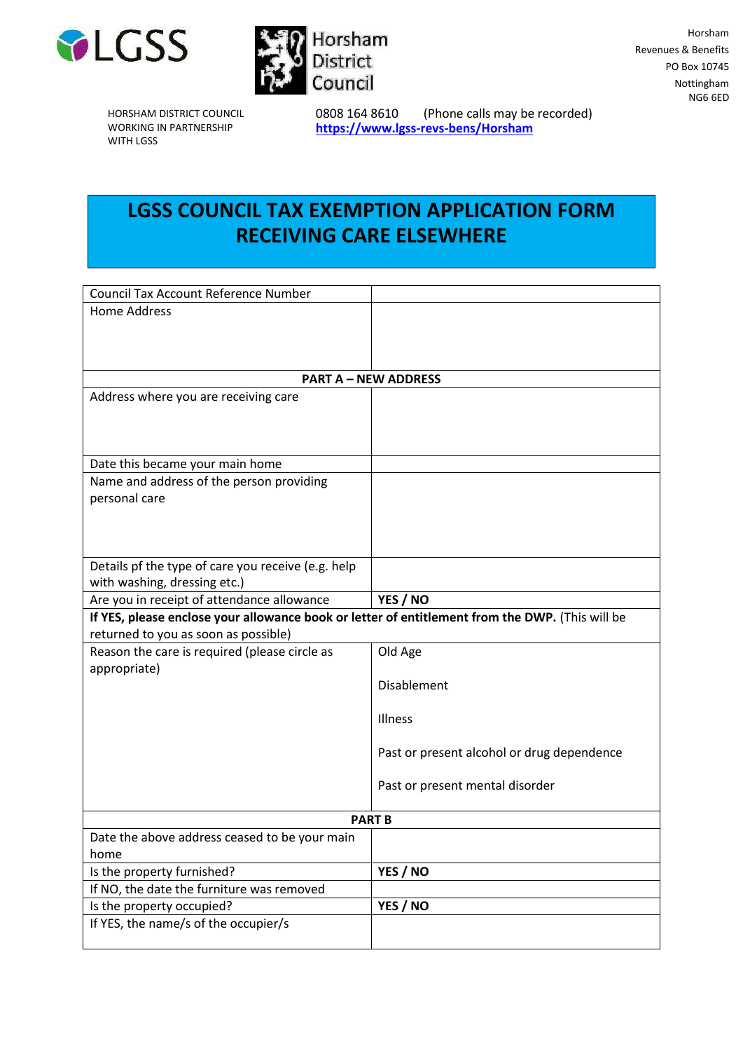LGSS

Horsham District Council

Horsham
Revenues & Benefits
PO Box 10745
Nottingham
NG6 6ED

HORSHAM DISTRICT COUNCIL
WORKING IN PARTNERSHIP
WITH LGSS

0808 164 8610 (Phone calls may be recorded)
**https://www.lgss-revs-bens/Horsham**

# LGSS COUNCIL TAX EXEMPTION APPLICATION FORM RECEIVING CARE ELSEWHERE

| Council Tax Account Reference Number | |
|---|---|
| Home Address | |
| **PART A – NEW ADDRESS** | |
| Address where you are receiving care | |
| Date this became your main home | |
| Name and address of the person providing personal care | |
| Details pf the type of care you receive (e.g. help with washing, dressing etc.) | |
| Are you in receipt of attendance allowance | **YES / NO** |
| **If YES, please enclose your allowance book or letter of entitlement from the DWP.** (This will be returned to you as soon as possible) | |
| Reason the care is required (please circle as appropriate) | Old Age<br><br>Disablement<br><br>Illness<br><br>Past or present alcohol or drug dependence<br><br>Past or present mental disorder |
| **PART B** | |
| Date the above address ceased to be your main home | |
| Is the property furnished? | **YES / NO** |
| If NO, the date the furniture was removed | |
| Is the property occupied? | **YES / NO** |
| If YES, the name/s of the occupier/s | |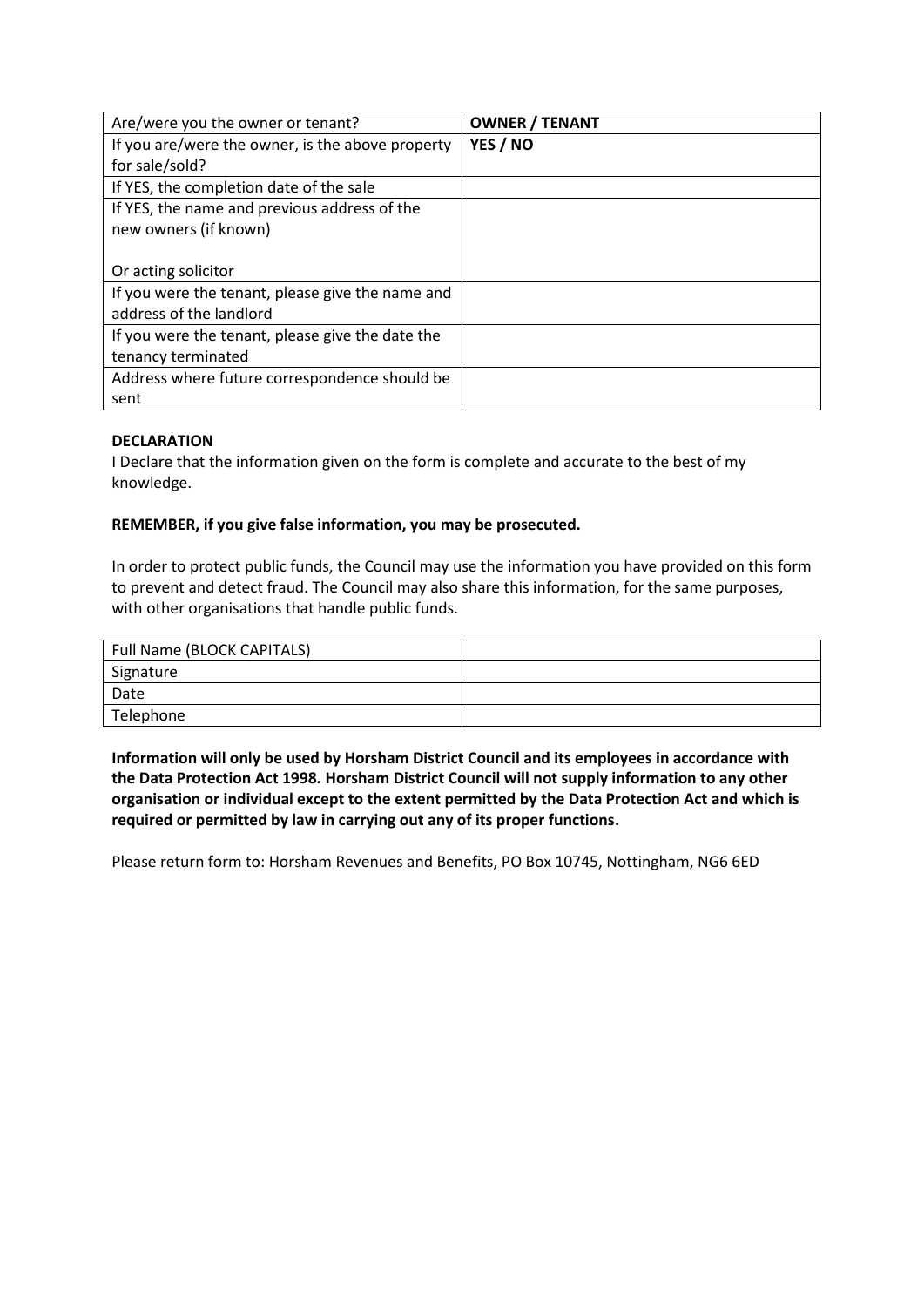| | |
|---|---|
| Are/were you the owner or tenant? | **OWNER / TENANT** |
| If you are/were the owner, is the above property for sale/sold? | **YES / NO** |
| If YES, the completion date of the sale | |
| If YES, the name and previous address of the new owners (if known)<br><br>Or acting solicitor | |
| If you were the tenant, please give the name and address of the landlord | |
| If you were the tenant, please give the date the tenancy terminated | |
| Address where future correspondence should be sent | |

**DECLARATION**

I Declare that the information given on the form is complete and accurate to the best of my knowledge.

**REMEMBER, if you give false information, you may be prosecuted.**

In order to protect public funds, the Council may use the information you have provided on this form to prevent and detect fraud. The Council may also share this information, for the same purposes, with other organisations that handle public funds.

| | |
|---|---|
| Full Name (BLOCK CAPITALS) | |
| Signature | |
| Date | |
| Telephone | |

**Information will only be used by Horsham District Council and its employees in accordance with the Data Protection Act 1998. Horsham District Council will not supply information to any other organisation or individual except to the extent permitted by the Data Protection Act and which is required or permitted by law in carrying out any of its proper functions.**

Please return form to: Horsham Revenues and Benefits, PO Box 10745, Nottingham, NG6 6ED